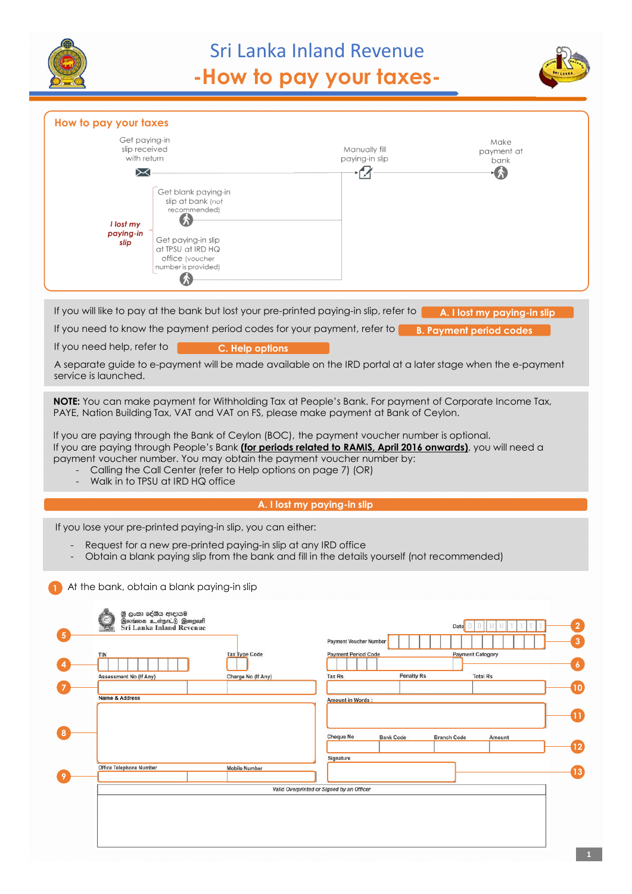# Sri Lanka Inland Revenue

# -How to pay your taxes-

## How to pay your taxes

Get paying-in slip received with return → Manually fill paying-in slip → Make payment at bank

*I lost my paying-in slip*

- Get blank paying-in slip at bank (not recommended)
- Get paying-in slip at TPSU at IRD HQ office (voucher number is provided)

If you will like to pay at the bank but lost your pre-printed paying-in slip, refer to **A. I lost my paying-in slip**

If you need to know the payment period codes for your payment, refer to **B. Payment period codes**

If you need help, refer to **C. Help options**

A separate guide to e-payment will be made available on the IRD portal at a later stage when the e-payment service is launched.

**NOTE:** You can make payment for Withholding Tax at People's Bank. For payment of Corporate Income Tax, PAYE, Nation Building Tax, VAT and VAT on FS, please make payment at Bank of Ceylon.

If you are paying through the Bank of Ceylon (BOC), the payment voucher number is optional.
If you are paying through People's Bank **(for periods related to RAMIS, April 2016 onwards)**, you will need a payment voucher number. You may obtain the payment voucher number by:

- Calling the Call Center (refer to Help options on page 7) (OR)
- Walk in to TPSU at IRD HQ office

## A. I lost my paying-in slip

If you lose your pre-printed paying-in slip, you can either:

- Request for a new pre-printed paying-in slip at any IRD office
- Obtain a blank paying slip from the bank and fill in the details yourself (not recommended)

**1** At the bank, obtain a blank paying-in slip

ශ්‍රී ලංකා දේශීය ආදායම
இலங்கை உள்நாட்டு இறைவரி
Sri Lanka Inland Revenue

- **2** Date (D D M M Y Y Y Y)
- **3** Payment Voucher Number
- **4** TIN
- **5** Tax Type Code
- **6** Payment Period Code / Payment Category
- **7** Assessment No (If Any) / Charge No (If Any)
- **8** Name & Address
- **9** Office Telephone Number / Mobile Number
- **10** Tax Rs / Penalty Rs / Total Rs
- **11** Amount in Words :
- **12** Cheque No / Bank Code / Branch Code / Amount
- **13** Signature

Valid Overprinted or Signed by an Officer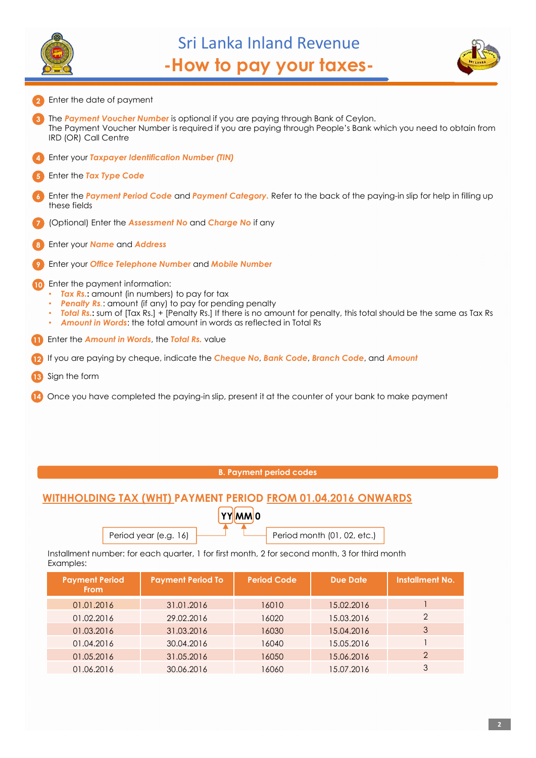2. Enter the date of payment
3. The ***Payment Voucher Number*** is optional if you are paying through Bank of Ceylon.
   The Payment Voucher Number is required if you are paying through People's Bank which you need to obtain from IRD (OR) Call Centre
4. Enter your ***Taxpayer Identification Number (TIN)***
5. Enter the ***Tax Type Code***
6. Enter the ***Payment Period Code*** and ***Payment Category.*** Refer to the back of the paying-in slip for help in filling up these fields
7. (Optional) Enter the ***Assessment No*** and ***Charge No*** if any
8. Enter your ***Name*** and ***Address***
9. Enter your ***Office Telephone Number*** and ***Mobile Number***
10. Enter the payment information:
    - ***Tax Rs.***: amount (in numbers) to pay for tax
    - ***Penalty Rs.***: amount (if any) to pay for pending penalty
    - ***Total Rs.***: sum of [Tax Rs.] + [Penalty Rs.] If there is no amount for penalty, this total should be the same as Tax Rs
    - ***Amount in Words***: the total amount in words as reflected in Total Rs
11. Enter the ***Amount in Words***, the ***Total Rs.*** value
12. If you are paying by cheque, indicate the ***Cheque No***, ***Bank Code***, ***Branch Code***, and ***Amount***
13. Sign the form
14. Once you have completed the paying-in slip, present it at the counter of your bank to make payment

## B. Payment period codes

### WITHHOLDING TAX (WHT) PAYMENT PERIOD FROM 01.04.2016 ONWARDS

**YY MM 0**

- YY: Period year (e.g. 16)
- MM: Period month (01, 02, etc.)

Installment number: for each quarter, 1 for first month, 2 for second month, 3 for third month
Examples:

| Payment Period From | Payment Period To | Period Code | Due Date | Installment No. |
|---|---|---|---|---|
| 01.01.2016 | 31.01.2016 | 16010 | 15.02.2016 | 1 |
| 01.02.2016 | 29.02.2016 | 16020 | 15.03.2016 | 2 |
| 01.03.2016 | 31.03.2016 | 16030 | 15.04.2016 | 3 |
| 01.04.2016 | 30.04.2016 | 16040 | 15.05.2016 | 1 |
| 01.05.2016 | 31.05.2016 | 16050 | 15.06.2016 | 2 |
| 01.06.2016 | 30.06.2016 | 16060 | 15.07.2016 | 3 |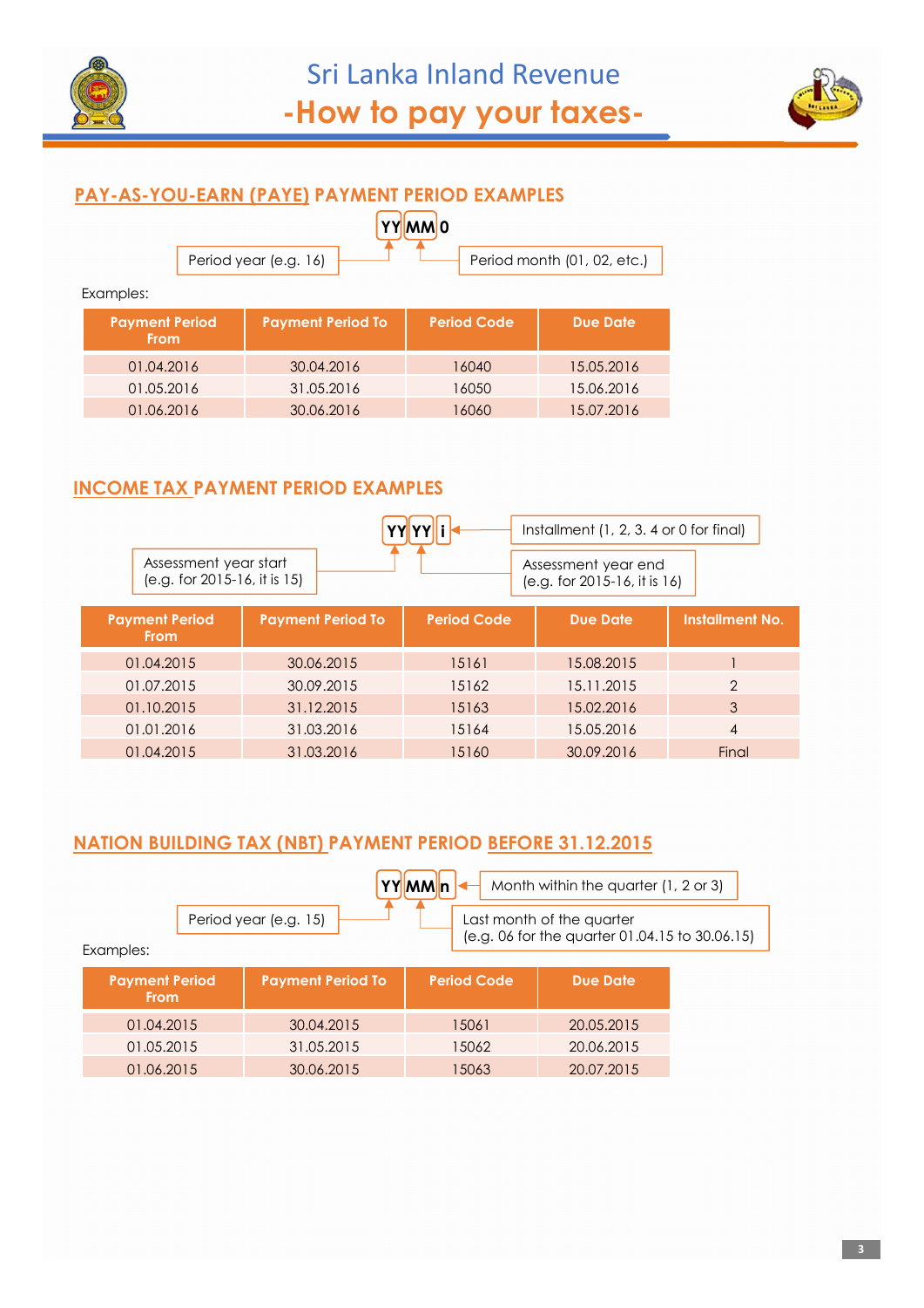## PAY-AS-YOU-EARN (PAYE) PAYMENT PERIOD EXAMPLES

**YY MM 0**

- Period year (e.g. 16)
- Period month (01, 02, etc.)

Examples:

| Payment Period From | Payment Period To | Period Code | Due Date |
|---|---|---|---|
| 01.04.2016 | 30.04.2016 | 16040 | 15.05.2016 |
| 01.05.2016 | 31.05.2016 | 16050 | 15.06.2016 |
| 01.06.2016 | 30.06.2016 | 16060 | 15.07.2016 |

## INCOME TAX PAYMENT PERIOD EXAMPLES

**YY YY i**

- Assessment year start (e.g. for 2015-16, it is 15)
- Assessment year end (e.g. for 2015-16, it is 16)
- Installment (1, 2, 3. 4 or 0 for final)

| Payment Period From | Payment Period To | Period Code | Due Date | Installment No. |
|---|---|---|---|---|
| 01.04.2015 | 30.06.2015 | 15161 | 15.08.2015 | 1 |
| 01.07.2015 | 30.09.2015 | 15162 | 15.11.2015 | 2 |
| 01.10.2015 | 31.12.2015 | 15163 | 15.02.2016 | 3 |
| 01.01.2016 | 31.03.2016 | 15164 | 15.05.2016 | 4 |
| 01.04.2015 | 31.03.2016 | 15160 | 30.09.2016 | Final |

## NATION BUILDING TAX (NBT) PAYMENT PERIOD BEFORE 31.12.2015

**YY MM n**

- Period year (e.g. 15)
- Last month of the quarter (e.g. 06 for the quarter 01.04.15 to 30.06.15)
- Month within the quarter (1, 2 or 3)

Examples:

| Payment Period From | Payment Period To | Period Code | Due Date |
|---|---|---|---|
| 01.04.2015 | 30.04.2015 | 15061 | 20.05.2015 |
| 01.05.2015 | 31.05.2015 | 15062 | 20.06.2015 |
| 01.06.2015 | 30.06.2015 | 15063 | 20.07.2015 |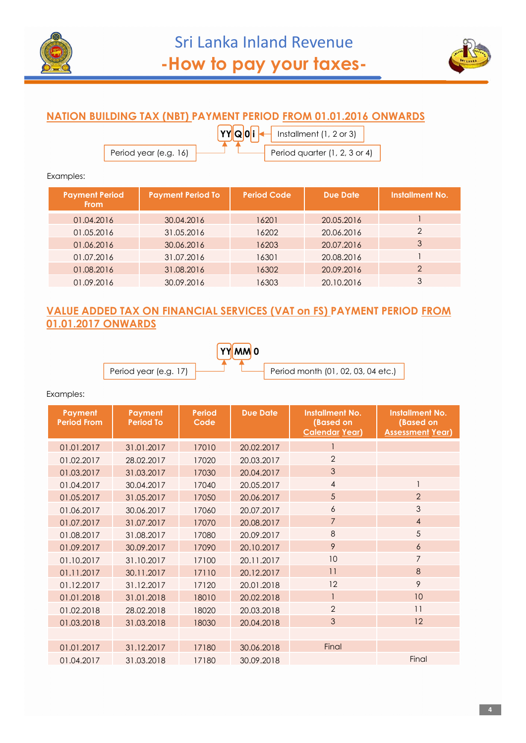## NATION BUILDING TAX (NBT) PAYMENT PERIOD FROM 01.01.2016 ONWARDS

YY Q 0 i

- Period year (e.g. 16)
- Period quarter (1, 2, 3 or 4)
- Installment (1, 2 or 3)

Examples:

| Payment Period From | Payment Period To | Period Code | Due Date | Installment No. |
|---|---|---|---|---|
| 01.04.2016 | 30.04.2016 | 16201 | 20.05.2016 | 1 |
| 01.05.2016 | 31.05.2016 | 16202 | 20.06.2016 | 2 |
| 01.06.2016 | 30.06.2016 | 16203 | 20.07.2016 | 3 |
| 01.07.2016 | 31.07.2016 | 16301 | 20.08.2016 | 1 |
| 01.08.2016 | 31.08.2016 | 16302 | 20.09.2016 | 2 |
| 01.09.2016 | 30.09.2016 | 16303 | 20.10.2016 | 3 |

## VALUE ADDED TAX ON FINANCIAL SERVICES (VAT on FS) PAYMENT PERIOD FROM 01.01.2017 ONWARDS

YY MM 0

- Period year (e.g. 17)
- Period month (01, 02, 03, 04 etc.)

Examples:

| Payment Period From | Payment Period To | Period Code | Due Date | Installment No. (Based on Calendar Year) | Installment No. (Based on Assessment Year) |
|---|---|---|---|---|---|
| 01.01.2017 | 31.01.2017 | 17010 | 20.02.2017 | 1 | |
| 01.02.2017 | 28.02.2017 | 17020 | 20.03.2017 | 2 | |
| 01.03.2017 | 31.03.2017 | 17030 | 20.04.2017 | 3 | |
| 01.04.2017 | 30.04.2017 | 17040 | 20.05.2017 | 4 | 1 |
| 01.05.2017 | 31.05.2017 | 17050 | 20.06.2017 | 5 | 2 |
| 01.06.2017 | 30.06.2017 | 17060 | 20.07.2017 | 6 | 3 |
| 01.07.2017 | 31.07.2017 | 17070 | 20.08.2017 | 7 | 4 |
| 01.08.2017 | 31.08.2017 | 17080 | 20.09.2017 | 8 | 5 |
| 01.09.2017 | 30.09.2017 | 17090 | 20.10.2017 | 9 | 6 |
| 01.10.2017 | 31.10.2017 | 17100 | 20.11.2017 | 10 | 7 |
| 01.11.2017 | 30.11.2017 | 17110 | 20.12.2017 | 11 | 8 |
| 01.12.2017 | 31.12.2017 | 17120 | 20.01.2018 | 12 | 9 |
| 01.01.2018 | 31.01.2018 | 18010 | 20.02.2018 | 1 | 10 |
| 01.02.2018 | 28.02.2018 | 18020 | 20.03.2018 | 2 | 11 |
| 01.03.2018 | 31.03.2018 | 18030 | 20.04.2018 | 3 | 12 |
| | | | | | |
| 01.01.2017 | 31.12.2017 | 17180 | 30.06.2018 | Final | |
| 01.04.2017 | 31.03.2018 | 17180 | 30.09.2018 | | Final |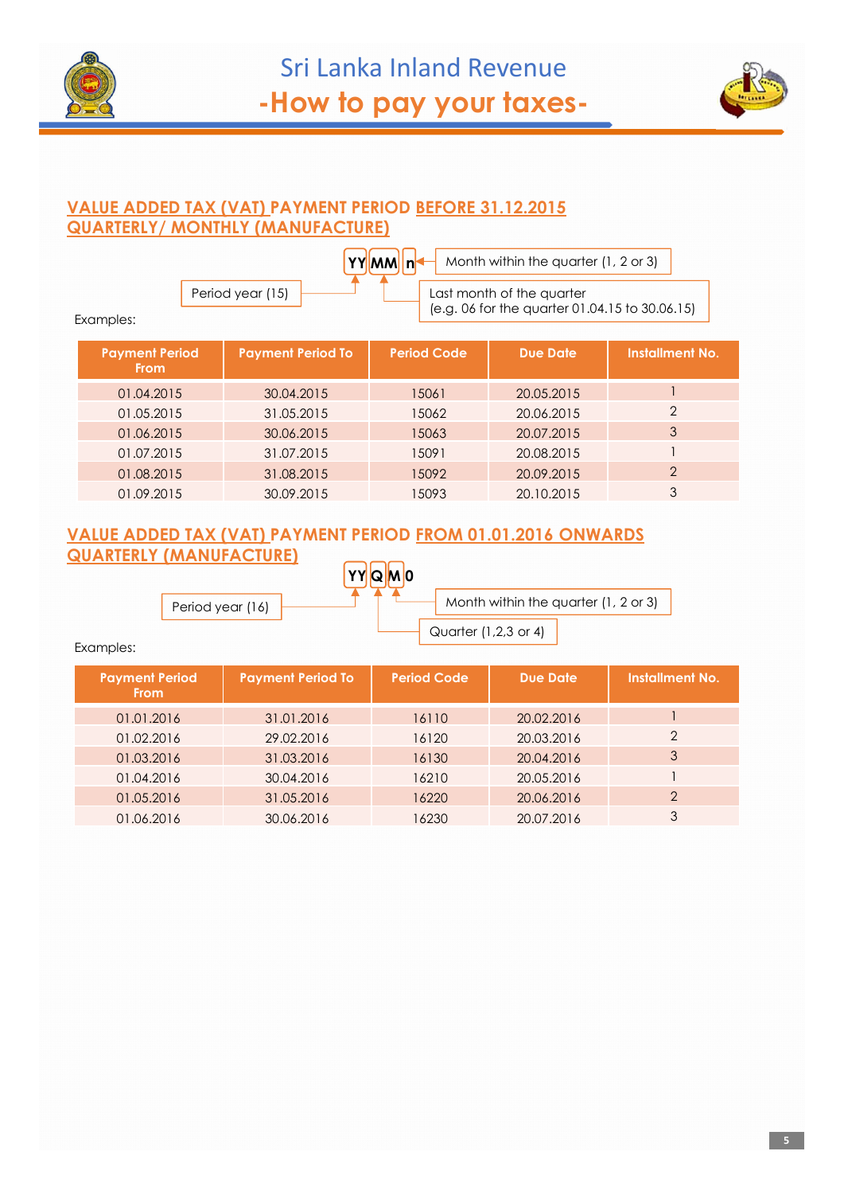## VALUE ADDED TAX (VAT) PAYMENT PERIOD BEFORE 31.12.2015 QUARTERLY/ MONTHLY (MANUFACTURE)

**YY MM n**

- YY: Period year (15)
- MM: Last month of the quarter (e.g. 06 for the quarter 01.04.15 to 30.06.15)
- n: Month within the quarter (1, 2 or 3)

Examples:

| Payment Period From | Payment Period To | Period Code | Due Date | Installment No. |
|---|---|---|---|---|
| 01.04.2015 | 30.04.2015 | 15061 | 20.05.2015 | 1 |
| 01.05.2015 | 31.05.2015 | 15062 | 20.06.2015 | 2 |
| 01.06.2015 | 30.06.2015 | 15063 | 20.07.2015 | 3 |
| 01.07.2015 | 31.07.2015 | 15091 | 20.08.2015 | 1 |
| 01.08.2015 | 31.08.2015 | 15092 | 20.09.2015 | 2 |
| 01.09.2015 | 30.09.2015 | 15093 | 20.10.2015 | 3 |

## VALUE ADDED TAX (VAT) PAYMENT PERIOD FROM 01.01.2016 ONWARDS QUARTERLY (MANUFACTURE)

**YY Q M 0**

- YY: Period year (16)
- Q: Quarter (1,2,3 or 4)
- M: Month within the quarter (1, 2 or 3)

Examples:

| Payment Period From | Payment Period To | Period Code | Due Date | Installment No. |
|---|---|---|---|---|
| 01.01.2016 | 31.01.2016 | 16110 | 20.02.2016 | 1 |
| 01.02.2016 | 29.02.2016 | 16120 | 20.03.2016 | 2 |
| 01.03.2016 | 31.03.2016 | 16130 | 20.04.2016 | 3 |
| 01.04.2016 | 30.04.2016 | 16210 | 20.05.2016 | 1 |
| 01.05.2016 | 31.05.2016 | 16220 | 20.06.2016 | 2 |
| 01.06.2016 | 30.06.2016 | 16230 | 20.07.2016 | 3 |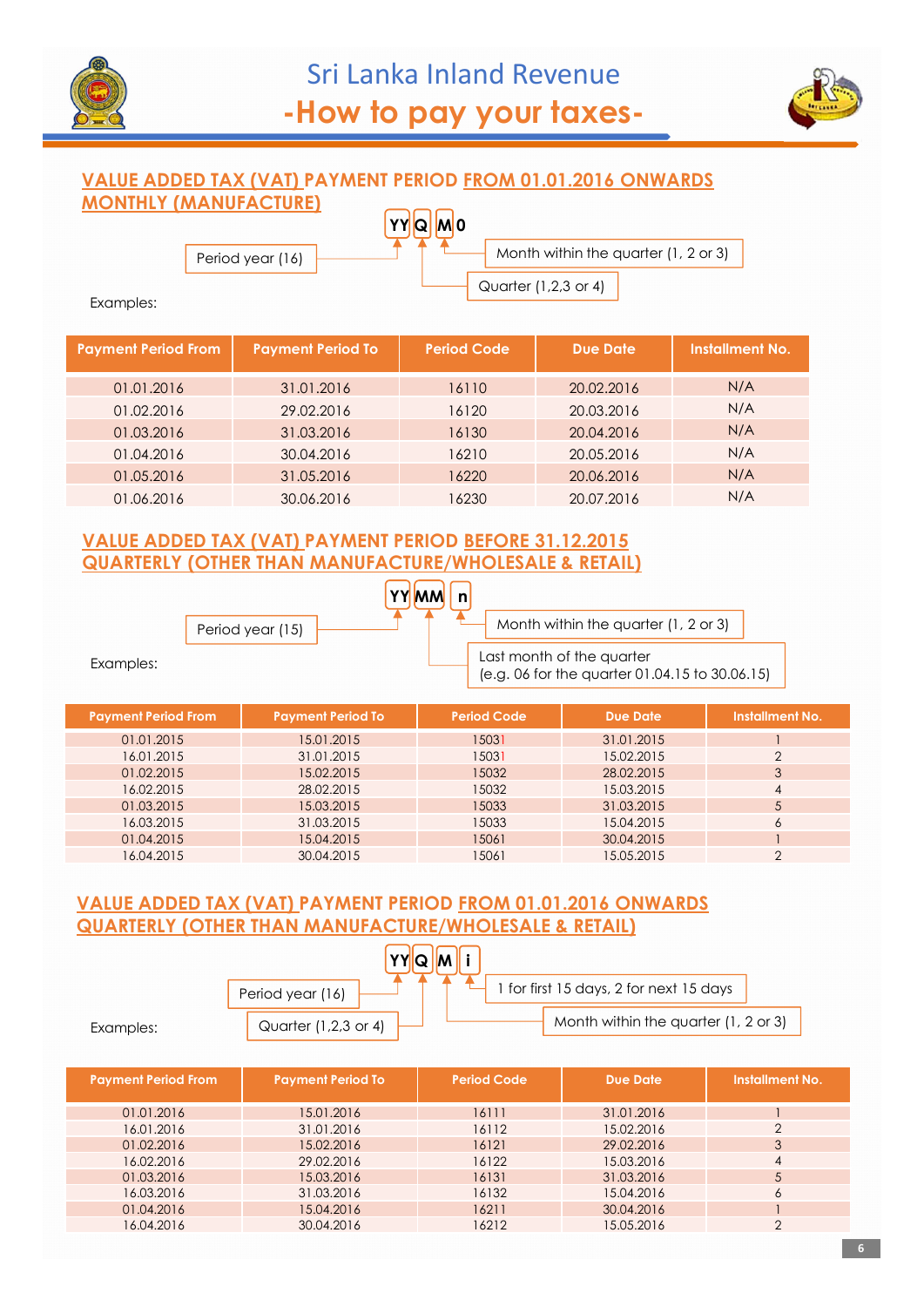# Sri Lanka Inland Revenue
## -How to pay your taxes-

### VALUE ADDED TAX (VAT) PAYMENT PERIOD FROM 01.01.2016 ONWARDS MONTHLY (MANUFACTURE)

YY Q M 0

- Period year (16)
- Quarter (1,2,3 or 4)
- Month within the quarter (1, 2 or 3)

Examples:

| Payment Period From | Payment Period To | Period Code | Due Date | Installment No. |
|---|---|---|---|---|
| 01.01.2016 | 31.01.2016 | 16110 | 20.02.2016 | N/A |
| 01.02.2016 | 29.02.2016 | 16120 | 20.03.2016 | N/A |
| 01.03.2016 | 31.03.2016 | 16130 | 20.04.2016 | N/A |
| 01.04.2016 | 30.04.2016 | 16210 | 20.05.2016 | N/A |
| 01.05.2016 | 31.05.2016 | 16220 | 20.06.2016 | N/A |
| 01.06.2016 | 30.06.2016 | 16230 | 20.07.2016 | N/A |

### VALUE ADDED TAX (VAT) PAYMENT PERIOD BEFORE 31.12.2015 QUARTERLY (OTHER THAN MANUFACTURE/WHOLESALE & RETAIL)

YY MM n

- Period year (15)
- Last month of the quarter (e.g. 06 for the quarter 01.04.15 to 30.06.15)
- Month within the quarter (1, 2 or 3)

Examples:

| Payment Period From | Payment Period To | Period Code | Due Date | Installment No. |
|---|---|---|---|---|
| 01.01.2015 | 15.01.2015 | 15031 | 31.01.2015 | 1 |
| 16.01.2015 | 31.01.2015 | 15031 | 15.02.2015 | 2 |
| 01.02.2015 | 15.02.2015 | 15032 | 28.02.2015 | 3 |
| 16.02.2015 | 28.02.2015 | 15032 | 15.03.2015 | 4 |
| 01.03.2015 | 15.03.2015 | 15033 | 31.03.2015 | 5 |
| 16.03.2015 | 31.03.2015 | 15033 | 15.04.2015 | 6 |
| 01.04.2015 | 15.04.2015 | 15061 | 30.04.2015 | 1 |
| 16.04.2015 | 30.04.2015 | 15061 | 15.05.2015 | 2 |

### VALUE ADDED TAX (VAT) PAYMENT PERIOD FROM 01.01.2016 ONWARDS QUARTERLY (OTHER THAN MANUFACTURE/WHOLESALE & RETAIL)

YY Q M i

- Period year (16)
- Quarter (1,2,3 or 4)
- Month within the quarter (1, 2 or 3)
- 1 for first 15 days, 2 for next 15 days

Examples:

| Payment Period From | Payment Period To | Period Code | Due Date | Installment No. |
|---|---|---|---|---|
| 01.01.2016 | 15.01.2016 | 16111 | 31.01.2016 | 1 |
| 16.01.2016 | 31.01.2016 | 16112 | 15.02.2016 | 2 |
| 01.02.2016 | 15.02.2016 | 16121 | 29.02.2016 | 3 |
| 16.02.2016 | 29.02.2016 | 16122 | 15.03.2016 | 4 |
| 01.03.2016 | 15.03.2016 | 16131 | 31.03.2016 | 5 |
| 16.03.2016 | 31.03.2016 | 16132 | 15.04.2016 | 6 |
| 01.04.2016 | 15.04.2016 | 16211 | 30.04.2016 | 1 |
| 16.04.2016 | 30.04.2016 | 16212 | 15.05.2016 | 2 |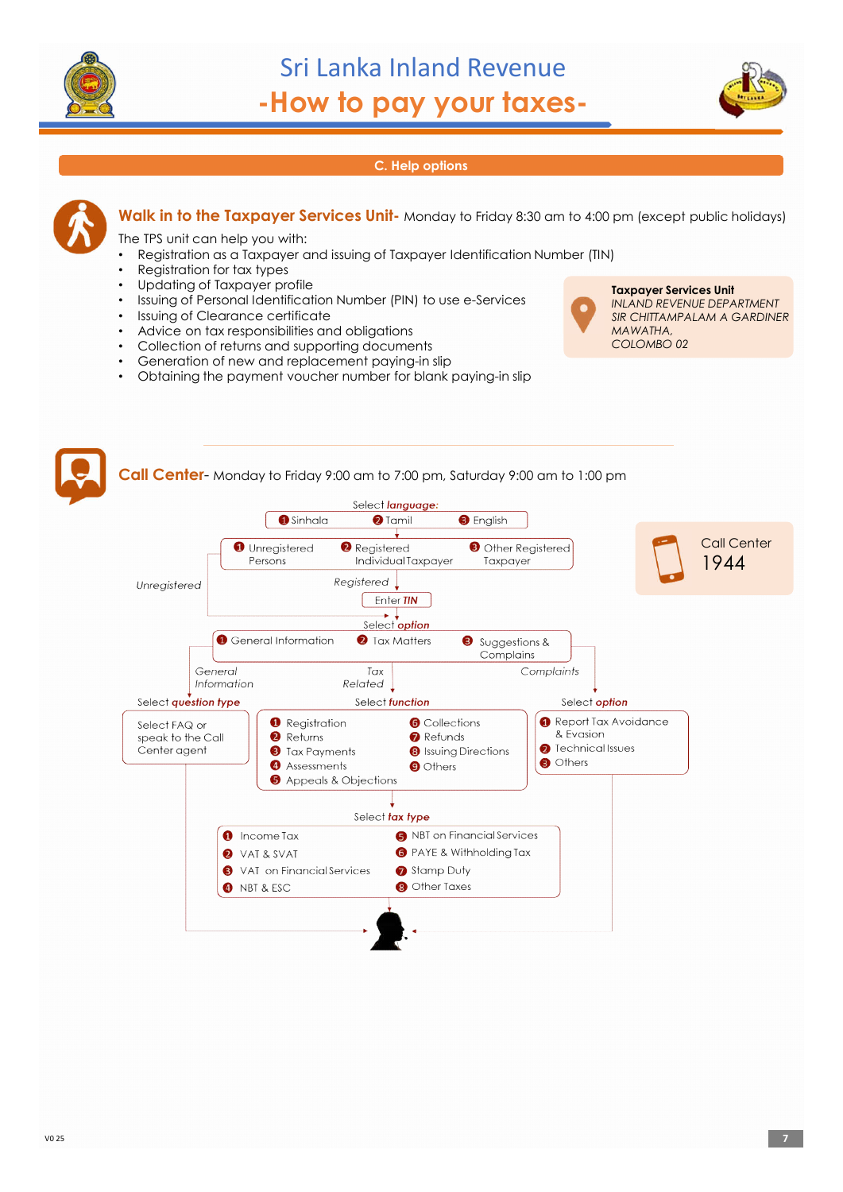# Sri Lanka Inland Revenue

# -How to pay your taxes-

## C. Help options

### Walk in to the Taxpayer Services Unit- Monday to Friday 8:30 am to 4:00 pm (except public holidays)

The TPS unit can help you with:

- Registration as a Taxpayer and issuing of Taxpayer Identification Number (TIN)
- Registration for tax types
- Updating of Taxpayer profile
- Issuing of Personal Identification Number (PIN) to use e-Services
- Issuing of Clearance certificate
- Advice on tax responsibilities and obligations
- Collection of returns and supporting documents
- Generation of new and replacement paying-in slip
- Obtaining the payment voucher number for blank paying-in slip

**Taxpayer Services Unit**
*INLAND REVENUE DEPARTMENT*
*SIR CHITTAMPALAM A GARDINER*
*MAWATHA,*
*COLOMBO 02*

### Call Center- Monday to Friday 9:00 am to 7:00 pm, Saturday 9:00 am to 1:00 pm

Call Center
1944

Select *language:*
1 Sinhala 2 Tamil 3 English

1 Unregistered Persons 2 Registered Individual Taxpayer 3 Other Registered Taxpayer

*Unregistered*

*Registered*

Enter *TIN*

Select *option*
1 General Information 2 Tax Matters 3 Suggestions & Complains

*General Information* *Tax Related* *Complaints*

Select *question type*
Select FAQ or speak to the Call Center agent

Select *function*
1 Registration
2 Returns
3 Tax Payments
4 Assessments
5 Appeals & Objections
6 Collections
7 Refunds
8 Issuing Directions
9 Others

Select *option*
1 Report Tax Avoidance & Evasion
2 Technical Issues
3 Others

Select *tax type*
1 Income Tax
2 VAT & SVAT
3 VAT on Financial Services
4 NBT & ESC
5 NBT on Financial Services
6 PAYE & Withholding Tax
7 Stamp Duty
8 Other Taxes

V0 25